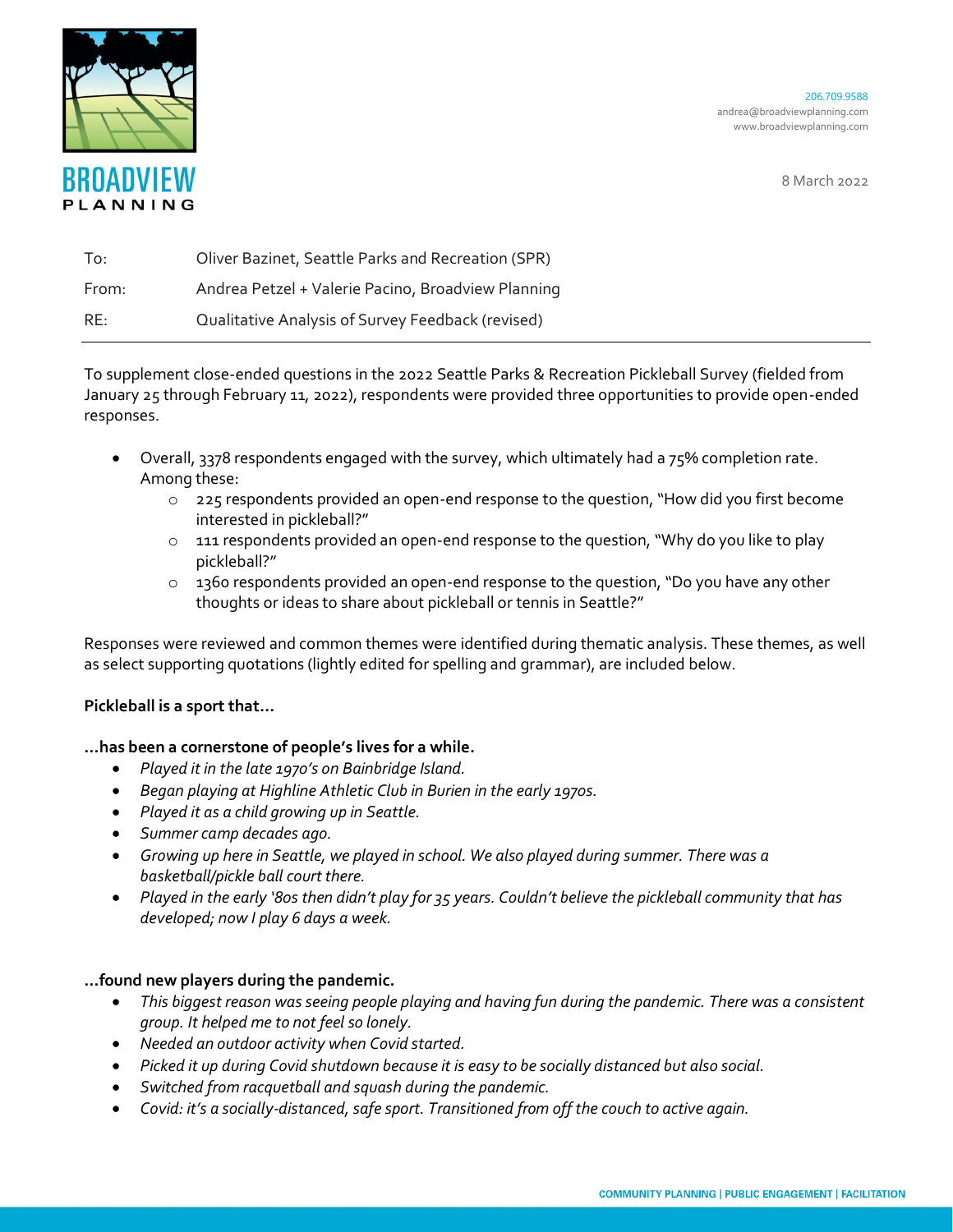BROADVIEW PLANNING

206.709.9588
andrea@broadviewplanning.com
www.broadviewplanning.com

8 March 2022

| | |
|---|---|
| To: | Oliver Bazinet, Seattle Parks and Recreation (SPR) |
| From: | Andrea Petzel + Valerie Pacino, Broadview Planning |
| RE: | Qualitative Analysis of Survey Feedback (revised) |

To supplement close-ended questions in the 2022 Seattle Parks & Recreation Pickleball Survey (fielded from January 25 through February 11, 2022), respondents were provided three opportunities to provide open-ended responses.

- Overall, 3378 respondents engaged with the survey, which ultimately had a 75% completion rate. Among these:
    - 225 respondents provided an open-end response to the question, "How did you first become interested in pickleball?"
    - 111 respondents provided an open-end response to the question, "Why do you like to play pickleball?"
    - 1360 respondents provided an open-end response to the question, "Do you have any other thoughts or ideas to share about pickleball or tennis in Seattle?"

Responses were reviewed and common themes were identified during thematic analysis. These themes, as well as select supporting quotations (lightly edited for spelling and grammar), are included below.

**Pickleball is a sport that…**

**…has been a cornerstone of people's lives for a while.**

- *Played it in the late 1970's on Bainbridge Island.*
- *Began playing at Highline Athletic Club in Burien in the early 1970s.*
- *Played it as a child growing up in Seattle.*
- *Summer camp decades ago.*
- *Growing up here in Seattle, we played in school. We also played during summer. There was a basketball/pickle ball court there.*
- *Played in the early '80s then didn't play for 35 years. Couldn't believe the pickleball community that has developed; now I play 6 days a week.*

**…found new players during the pandemic.**

- *This biggest reason was seeing people playing and having fun during the pandemic. There was a consistent group. It helped me to not feel so lonely.*
- *Needed an outdoor activity when Covid started.*
- *Picked it up during Covid shutdown because it is easy to be socially distanced but also social.*
- *Switched from racquetball and squash during the pandemic.*
- *Covid: it's a socially-distanced, safe sport. Transitioned from off the couch to active again.*

COMMUNITY PLANNING | PUBLIC ENGAGEMENT | FACILITATION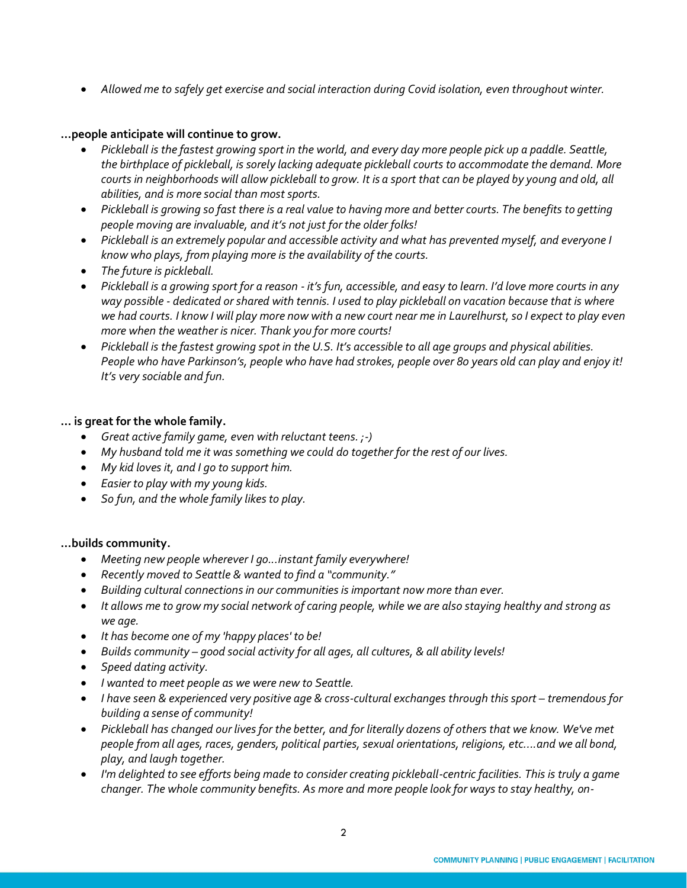- *Allowed me to safely get exercise and social interaction during Covid isolation, even throughout winter.*

**…people anticipate will continue to grow.**

- *Pickleball is the fastest growing sport in the world, and every day more people pick up a paddle. Seattle, the birthplace of pickleball, is sorely lacking adequate pickleball courts to accommodate the demand. More courts in neighborhoods will allow pickleball to grow. It is a sport that can be played by young and old, all abilities, and is more social than most sports.*
- *Pickleball is growing so fast there is a real value to having more and better courts. The benefits to getting people moving are invaluable, and it's not just for the older folks!*
- *Pickleball is an extremely popular and accessible activity and what has prevented myself, and everyone I know who plays, from playing more is the availability of the courts.*
- *The future is pickleball.*
- *Pickleball is a growing sport for a reason - it's fun, accessible, and easy to learn. I'd love more courts in any way possible - dedicated or shared with tennis. I used to play pickleball on vacation because that is where we had courts. I know I will play more now with a new court near me in Laurelhurst, so I expect to play even more when the weather is nicer. Thank you for more courts!*
- *Pickleball is the fastest growing spot in the U.S. It's accessible to all age groups and physical abilities. People who have Parkinson's, people who have had strokes, people over 80 years old can play and enjoy it! It's very sociable and fun.*

**… is great for the whole family.**

- *Great active family game, even with reluctant teens. ;-)*
- *My husband told me it was something we could do together for the rest of our lives.*
- *My kid loves it, and I go to support him.*
- *Easier to play with my young kids.*
- *So fun, and the whole family likes to play.*

**…builds community.**

- *Meeting new people wherever I go…instant family everywhere!*
- *Recently moved to Seattle & wanted to find a "community."*
- *Building cultural connections in our communities is important now more than ever.*
- *It allows me to grow my social network of caring people, while we are also staying healthy and strong as we age.*
- *It has become one of my 'happy places' to be!*
- *Builds community – good social activity for all ages, all cultures, & all ability levels!*
- *Speed dating activity.*
- *I wanted to meet people as we were new to Seattle.*
- *I have seen & experienced very positive age & cross-cultural exchanges through this sport – tremendous for building a sense of community!*
- *Pickleball has changed our lives for the better, and for literally dozens of others that we know. We've met people from all ages, races, genders, political parties, sexual orientations, religions, etc.…and we all bond, play, and laugh together.*
- *I'm delighted to see efforts being made to consider creating pickleball-centric facilities. This is truly a game changer. The whole community benefits. As more and more people look for ways to stay healthy, on-*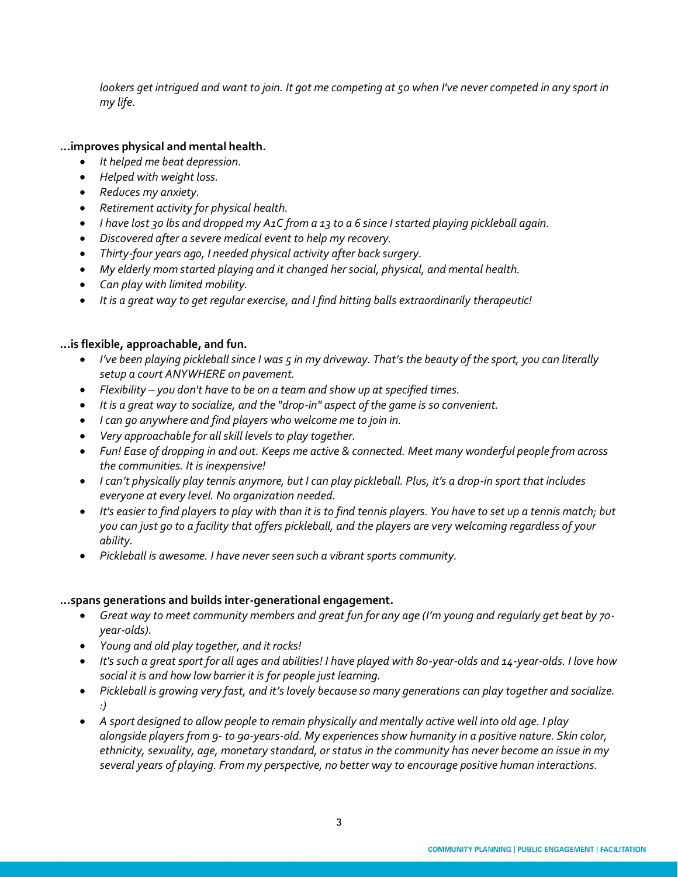*lookers get intrigued and want to join. It got me competing at 50 when I've never competed in any sport in my life.*

**…improves physical and mental health.**

- *It helped me beat depression.*
- *Helped with weight loss.*
- *Reduces my anxiety.*
- *Retirement activity for physical health.*
- *I have lost 30 lbs and dropped my A1C from a 13 to a 6 since I started playing pickleball again.*
- *Discovered after a severe medical event to help my recovery.*
- *Thirty-four years ago, I needed physical activity after back surgery.*
- *My elderly mom started playing and it changed her social, physical, and mental health.*
- *Can play with limited mobility.*
- *It is a great way to get regular exercise, and I find hitting balls extraordinarily therapeutic!*

**…is flexible, approachable, and fun.**

- *I've been playing pickleball since I was 5 in my driveway. That's the beauty of the sport, you can literally setup a court ANYWHERE on pavement.*
- *Flexibility – you don't have to be on a team and show up at specified times.*
- *It is a great way to socialize, and the "drop-in" aspect of the game is so convenient.*
- *I can go anywhere and find players who welcome me to join in.*
- *Very approachable for all skill levels to play together.*
- *Fun! Ease of dropping in and out. Keeps me active & connected. Meet many wonderful people from across the communities. It is inexpensive!*
- *I can't physically play tennis anymore, but I can play pickleball. Plus, it's a drop-in sport that includes everyone at every level. No organization needed.*
- *It's easier to find players to play with than it is to find tennis players. You have to set up a tennis match; but you can just go to a facility that offers pickleball, and the players are very welcoming regardless of your ability.*
- *Pickleball is awesome. I have never seen such a vibrant sports community.*

**…spans generations and builds inter-generational engagement.**

- *Great way to meet community members and great fun for any age (I'm young and regularly get beat by 70-year-olds).*
- *Young and old play together, and it rocks!*
- *It's such a great sport for all ages and abilities! I have played with 80-year-olds and 14-year-olds. I love how social it is and how low barrier it is for people just learning.*
- *Pickleball is growing very fast, and it's lovely because so many generations can play together and socialize. :)*
- *A sport designed to allow people to remain physically and mentally active well into old age. I play alongside players from 9- to 90-years-old. My experiences show humanity in a positive nature. Skin color, ethnicity, sexuality, age, monetary standard, or status in the community has never become an issue in my several years of playing. From my perspective, no better way to encourage positive human interactions.*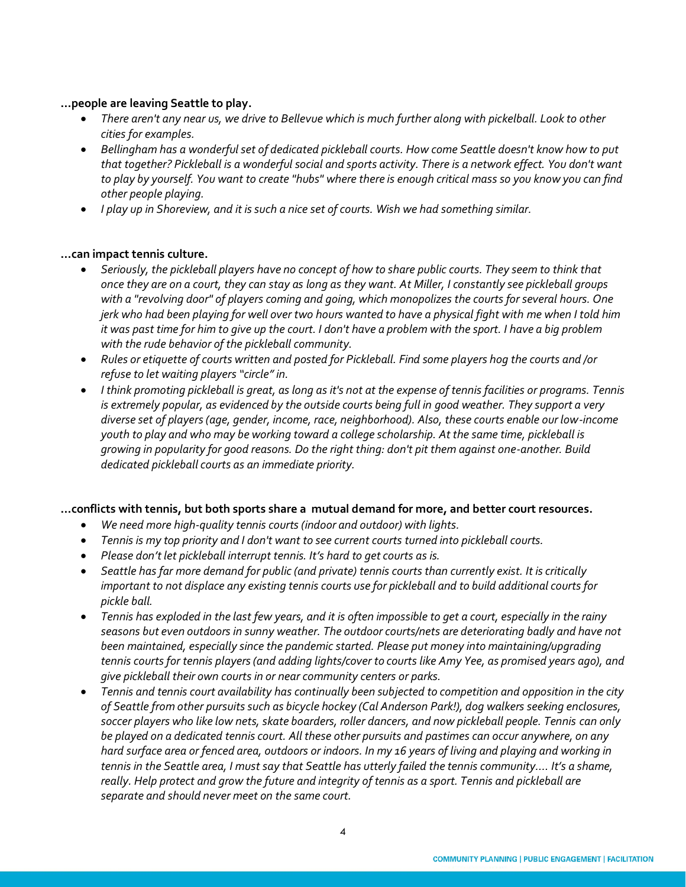**...people are leaving Seattle to play.**

- *There aren't any near us, we drive to Bellevue which is much further along with pickelball. Look to other cities for examples.*
- *Bellingham has a wonderful set of dedicated pickleball courts. How come Seattle doesn't know how to put that together? Pickleball is a wonderful social and sports activity. There is a network effect. You don't want to play by yourself. You want to create "hubs" where there is enough critical mass so you know you can find other people playing.*
- *I play up in Shoreview, and it is such a nice set of courts. Wish we had something similar.*

**...can impact tennis culture.**

- *Seriously, the pickleball players have no concept of how to share public courts. They seem to think that once they are on a court, they can stay as long as they want. At Miller, I constantly see pickleball groups with a "revolving door" of players coming and going, which monopolizes the courts for several hours. One jerk who had been playing for well over two hours wanted to have a physical fight with me when I told him it was past time for him to give up the court. I don't have a problem with the sport. I have a big problem with the rude behavior of the pickleball community.*
- *Rules or etiquette of courts written and posted for Pickleball. Find some players hog the courts and /or refuse to let waiting players "circle" in.*
- *I think promoting pickleball is great, as long as it's not at the expense of tennis facilities or programs. Tennis is extremely popular, as evidenced by the outside courts being full in good weather. They support a very diverse set of players (age, gender, income, race, neighborhood). Also, these courts enable our low-income youth to play and who may be working toward a college scholarship. At the same time, pickleball is growing in popularity for good reasons. Do the right thing: don't pit them against one-another. Build dedicated pickleball courts as an immediate priority.*

**...conflicts with tennis, but both sports share a mutual demand for more, and better court resources.**

- *We need more high-quality tennis courts (indoor and outdoor) with lights.*
- *Tennis is my top priority and I don't want to see current courts turned into pickleball courts.*
- *Please don't let pickleball interrupt tennis. It's hard to get courts as is.*
- *Seattle has far more demand for public (and private) tennis courts than currently exist. It is critically important to not displace any existing tennis courts use for pickleball and to build additional courts for pickle ball.*
- *Tennis has exploded in the last few years, and it is often impossible to get a court, especially in the rainy seasons but even outdoors in sunny weather. The outdoor courts/nets are deteriorating badly and have not been maintained, especially since the pandemic started. Please put money into maintaining/upgrading tennis courts for tennis players (and adding lights/cover to courts like Amy Yee, as promised years ago), and give pickleball their own courts in or near community centers or parks.*
- *Tennis and tennis court availability has continually been subjected to competition and opposition in the city of Seattle from other pursuits such as bicycle hockey (Cal Anderson Park!), dog walkers seeking enclosures, soccer players who like low nets, skate boarders, roller dancers, and now pickleball people. Tennis can only be played on a dedicated tennis court. All these other pursuits and pastimes can occur anywhere, on any hard surface area or fenced area, outdoors or indoors. In my 16 years of living and playing and working in tennis in the Seattle area, I must say that Seattle has utterly failed the tennis community.... It's a shame, really. Help protect and grow the future and integrity of tennis as a sport. Tennis and pickleball are separate and should never meet on the same court.*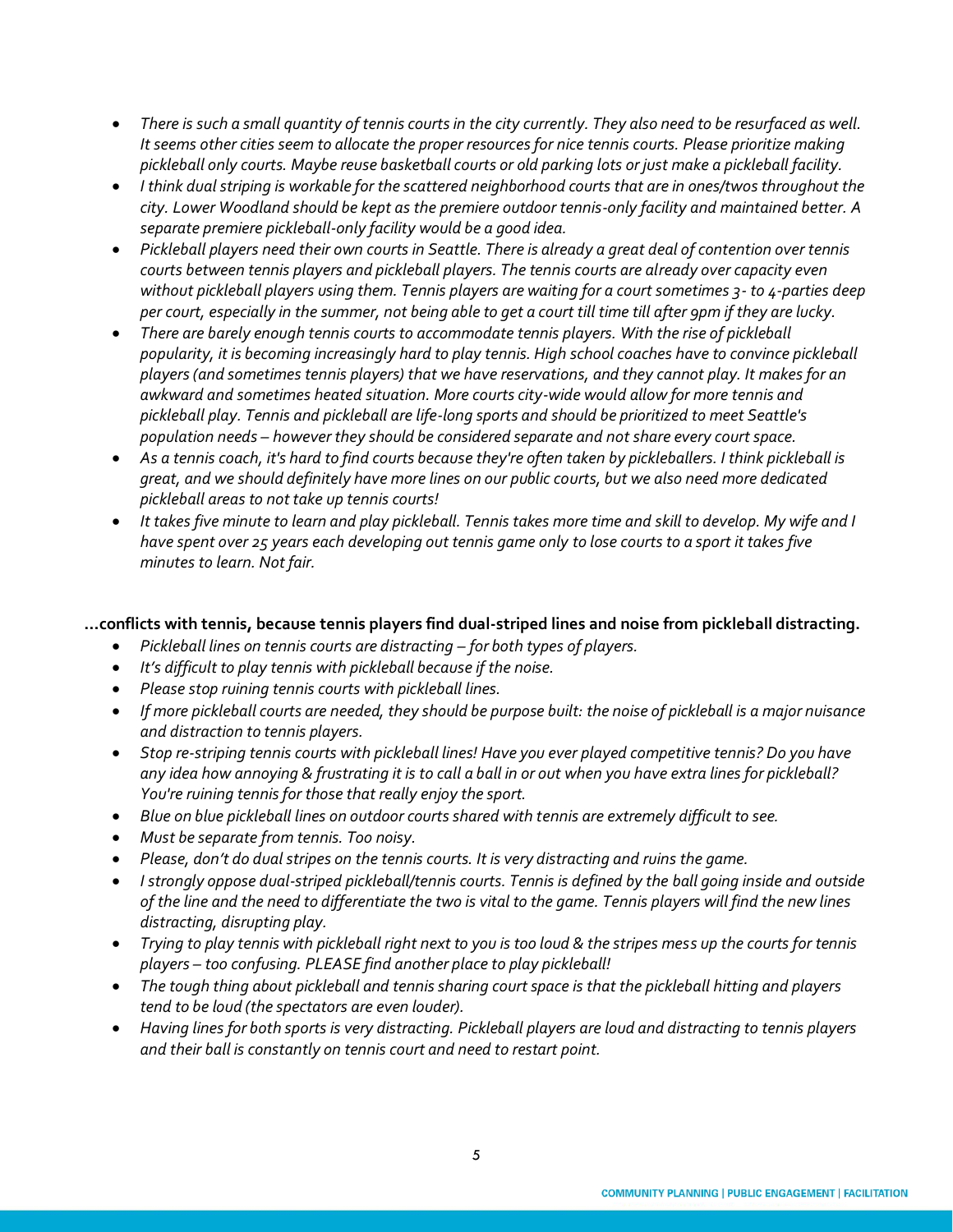- *There is such a small quantity of tennis courts in the city currently. They also need to be resurfaced as well. It seems other cities seem to allocate the proper resources for nice tennis courts. Please prioritize making pickleball only courts. Maybe reuse basketball courts or old parking lots or just make a pickleball facility.*
- *I think dual striping is workable for the scattered neighborhood courts that are in ones/twos throughout the city. Lower Woodland should be kept as the premiere outdoor tennis-only facility and maintained better. A separate premiere pickleball-only facility would be a good idea.*
- *Pickleball players need their own courts in Seattle. There is already a great deal of contention over tennis courts between tennis players and pickleball players. The tennis courts are already over capacity even without pickleball players using them. Tennis players are waiting for a court sometimes 3- to 4-parties deep per court, especially in the summer, not being able to get a court till time till after 9pm if they are lucky.*
- *There are barely enough tennis courts to accommodate tennis players. With the rise of pickleball popularity, it is becoming increasingly hard to play tennis. High school coaches have to convince pickleball players (and sometimes tennis players) that we have reservations, and they cannot play. It makes for an awkward and sometimes heated situation. More courts city-wide would allow for more tennis and pickleball play. Tennis and pickleball are life-long sports and should be prioritized to meet Seattle's population needs – however they should be considered separate and not share every court space.*
- *As a tennis coach, it's hard to find courts because they're often taken by pickleballers. I think pickleball is great, and we should definitely have more lines on our public courts, but we also need more dedicated pickleball areas to not take up tennis courts!*
- *It takes five minute to learn and play pickleball. Tennis takes more time and skill to develop. My wife and I have spent over 25 years each developing out tennis game only to lose courts to a sport it takes five minutes to learn. Not fair.*

**…conflicts with tennis, because tennis players find dual-striped lines and noise from pickleball distracting.**

- *Pickleball lines on tennis courts are distracting – for both types of players.*
- *It's difficult to play tennis with pickleball because if the noise.*
- *Please stop ruining tennis courts with pickleball lines.*
- *If more pickleball courts are needed, they should be purpose built: the noise of pickleball is a major nuisance and distraction to tennis players.*
- *Stop re-striping tennis courts with pickleball lines! Have you ever played competitive tennis? Do you have any idea how annoying & frustrating it is to call a ball in or out when you have extra lines for pickleball? You're ruining tennis for those that really enjoy the sport.*
- *Blue on blue pickleball lines on outdoor courts shared with tennis are extremely difficult to see.*
- *Must be separate from tennis. Too noisy.*
- *Please, don't do dual stripes on the tennis courts. It is very distracting and ruins the game.*
- *I strongly oppose dual-striped pickleball/tennis courts. Tennis is defined by the ball going inside and outside of the line and the need to differentiate the two is vital to the game. Tennis players will find the new lines distracting, disrupting play.*
- *Trying to play tennis with pickleball right next to you is too loud & the stripes mess up the courts for tennis players – too confusing. PLEASE find another place to play pickleball!*
- *The tough thing about pickleball and tennis sharing court space is that the pickleball hitting and players tend to be loud (the spectators are even louder).*
- *Having lines for both sports is very distracting. Pickleball players are loud and distracting to tennis players and their ball is constantly on tennis court and need to restart point.*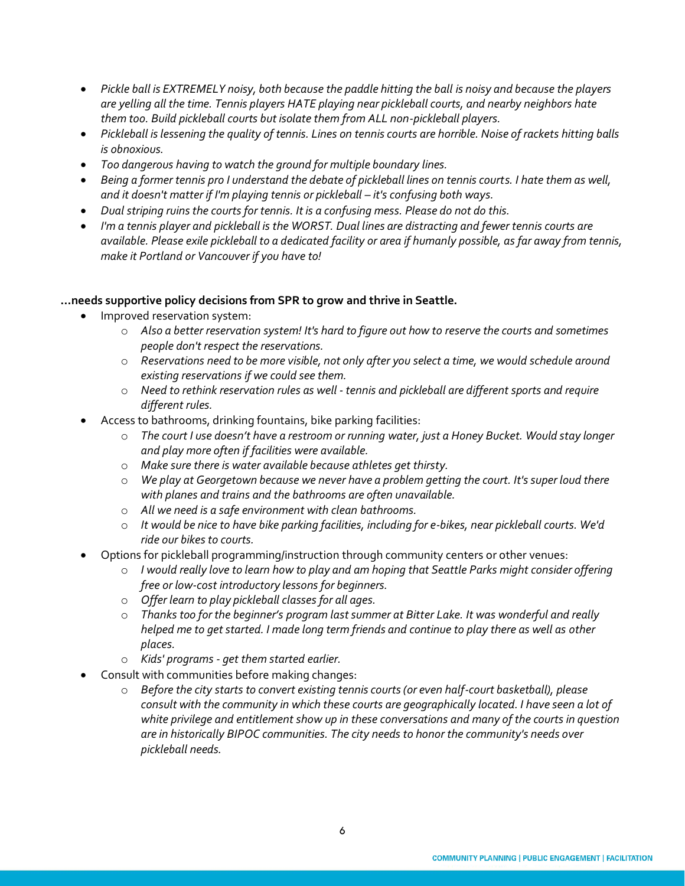- *Pickle ball is EXTREMELY noisy, both because the paddle hitting the ball is noisy and because the players are yelling all the time. Tennis players HATE playing near pickleball courts, and nearby neighbors hate them too. Build pickleball courts but isolate them from ALL non-pickleball players.*
- *Pickleball is lessening the quality of tennis. Lines on tennis courts are horrible. Noise of rackets hitting balls is obnoxious.*
- *Too dangerous having to watch the ground for multiple boundary lines.*
- *Being a former tennis pro I understand the debate of pickleball lines on tennis courts. I hate them as well, and it doesn't matter if I'm playing tennis or pickleball – it's confusing both ways.*
- *Dual striping ruins the courts for tennis. It is a confusing mess. Please do not do this.*
- *I'm a tennis player and pickleball is the WORST. Dual lines are distracting and fewer tennis courts are available. Please exile pickleball to a dedicated facility or area if humanly possible, as far away from tennis, make it Portland or Vancouver if you have to!*

**…needs supportive policy decisions from SPR to grow and thrive in Seattle.**

- Improved reservation system:
  - *Also a better reservation system! It's hard to figure out how to reserve the courts and sometimes people don't respect the reservations.*
  - *Reservations need to be more visible, not only after you select a time, we would schedule around existing reservations if we could see them.*
  - *Need to rethink reservation rules as well - tennis and pickleball are different sports and require different rules.*
- Access to bathrooms, drinking fountains, bike parking facilities:
  - *The court I use doesn't have a restroom or running water, just a Honey Bucket. Would stay longer and play more often if facilities were available.*
  - *Make sure there is water available because athletes get thirsty.*
  - *We play at Georgetown because we never have a problem getting the court. It's super loud there with planes and trains and the bathrooms are often unavailable.*
  - *All we need is a safe environment with clean bathrooms.*
  - *It would be nice to have bike parking facilities, including for e-bikes, near pickleball courts. We'd ride our bikes to courts.*
- Options for pickleball programming/instruction through community centers or other venues:
  - *I would really love to learn how to play and am hoping that Seattle Parks might consider offering free or low-cost introductory lessons for beginners.*
  - *Offer learn to play pickleball classes for all ages.*
  - *Thanks too for the beginner's program last summer at Bitter Lake. It was wonderful and really helped me to get started. I made long term friends and continue to play there as well as other places.*
  - *Kids' programs - get them started earlier.*
- Consult with communities before making changes:
  - *Before the city starts to convert existing tennis courts (or even half-court basketball), please consult with the community in which these courts are geographically located. I have seen a lot of white privilege and entitlement show up in these conversations and many of the courts in question are in historically BIPOC communities. The city needs to honor the community's needs over pickleball needs.*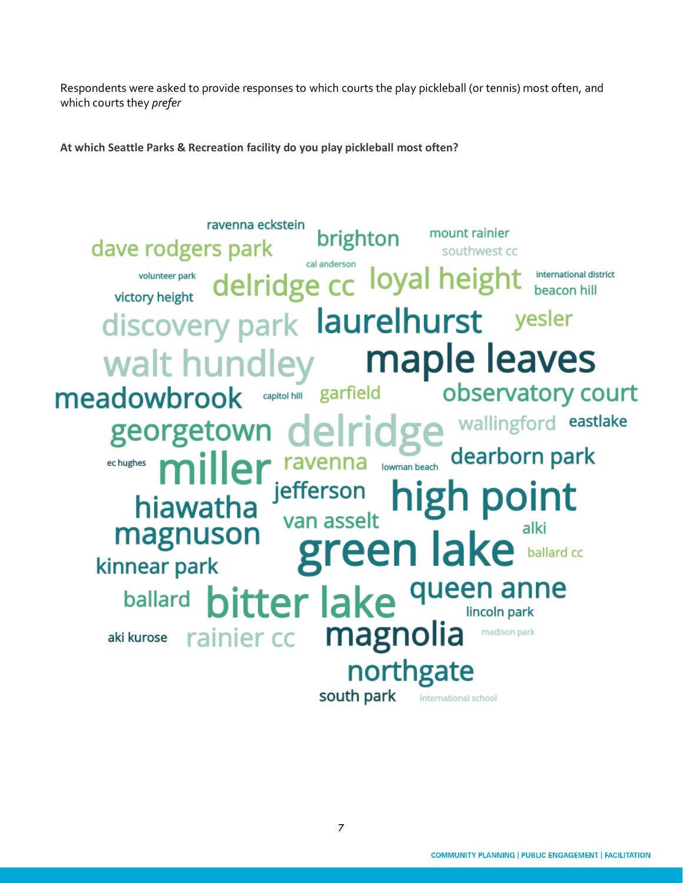Respondents were asked to provide responses to which courts the play pickleball (or tennis) most often, and which courts they *prefer*

**At which Seattle Parks & Recreation facility do you play pickleball most often?**

ravenna eckstein
brighton
mount rainier
dave rodgers park
southwest cc
cal anderson
volunteer park
delridge cc
loyal height
international district
victory height
beacon hill
discovery park
laurelhurst
yesler
walt hundley
maple leaves
meadowbrook
capitol hill
garfield
observatory court
georgetown
delridge
wallingford
eastlake
ec hughes
miller
ravenna
lowman beach
dearborn park
jefferson
high point
hiawatha
van asselt
magnuson
alki
green lake
ballard cc
kinnear park
ballard
bitter lake
queen anne
lincoln park
aki kurose
rainier cc
magnolia
madison park
northgate
south park
international school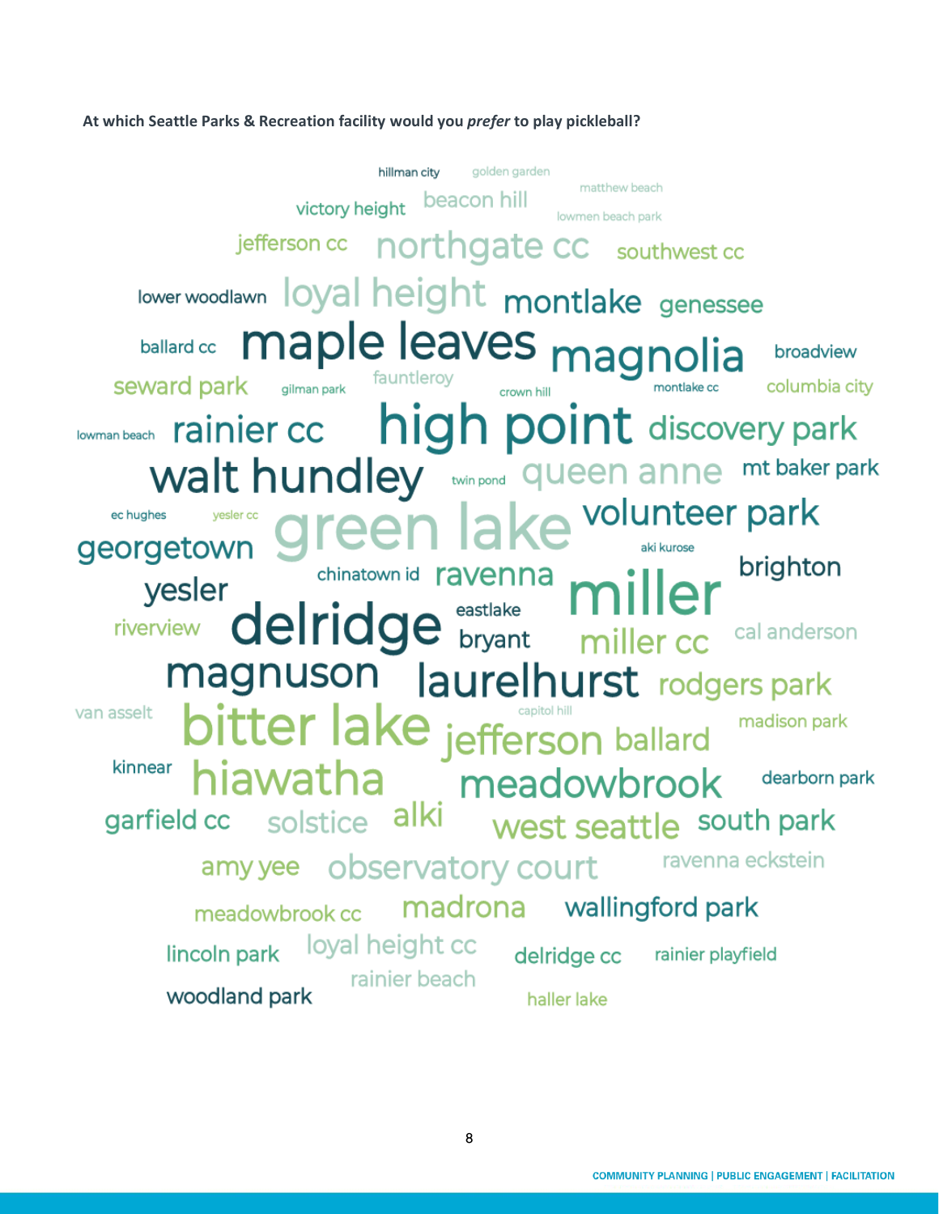**At which Seattle Parks & Recreation facility would you *prefer* to play pickleball?**

hillman city golden garden matthew beach
victory height beacon hill lowmen beach park
jefferson cc northgate cc southwest cc
lower woodlawn loyal height montlake genessee
ballard cc maple leaves magnolia broadview
seward park gilman park fauntleroy crown hill montlake cc columbia city
lowman beach rainier cc high point discovery park
walt hundley twin pond queen anne mt baker park
ec hughes yesler cc green lake volunteer park
georgetown aki kurose
yesler chinatown id ravenna miller brighton
riverview delridge eastlake bryant miller cc cal anderson
magnuson laurelhurst rodgers park
van asselt bitter lake capitol hill jefferson ballard madison park
kinnear hiawatha meadowbrook dearborn park
garfield cc solstice alki west seattle south park
amy yee observatory court ravenna eckstein
meadowbrook cc madrona wallingford park
lincoln park loyal height cc delridge cc rainier playfield
woodland park rainier beach haller lake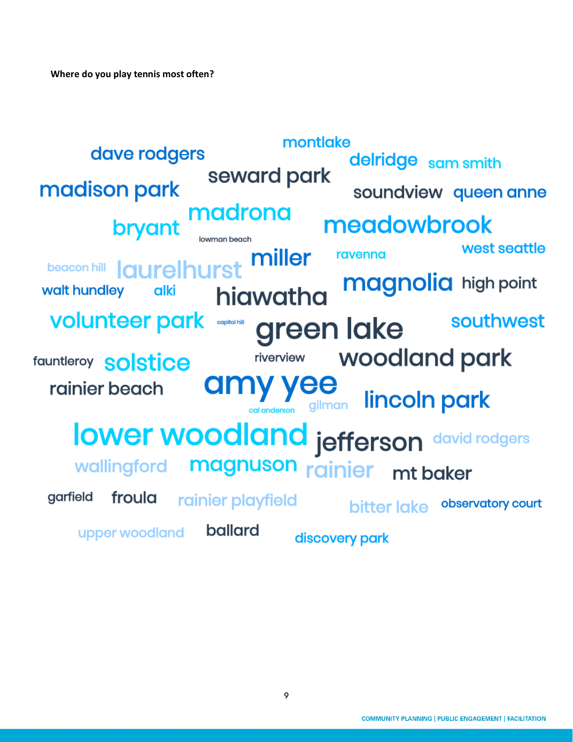**Where do you play tennis most often?**

dave rodgers
montlake
delridge
sam smith
madison park
seward park
soundview
queen anne
bryant
madrona
meadowbrook
lowman beach
west seattle
beacon hill
laurelhurst
miller
ravenna
walt hundley
alki
hiawatha
magnolia
high point
volunteer park
capitol hill
green lake
southwest
fauntleroy
solstice
riverview
woodland park
rainier beach
amy yee
lincoln park
cal anderson
gilman
lower woodland
jefferson
david rodgers
wallingford
magnuson
rainier
mt baker
garfield
froula
rainier playfield
bitter lake
observatory court
upper woodland
ballard
discovery park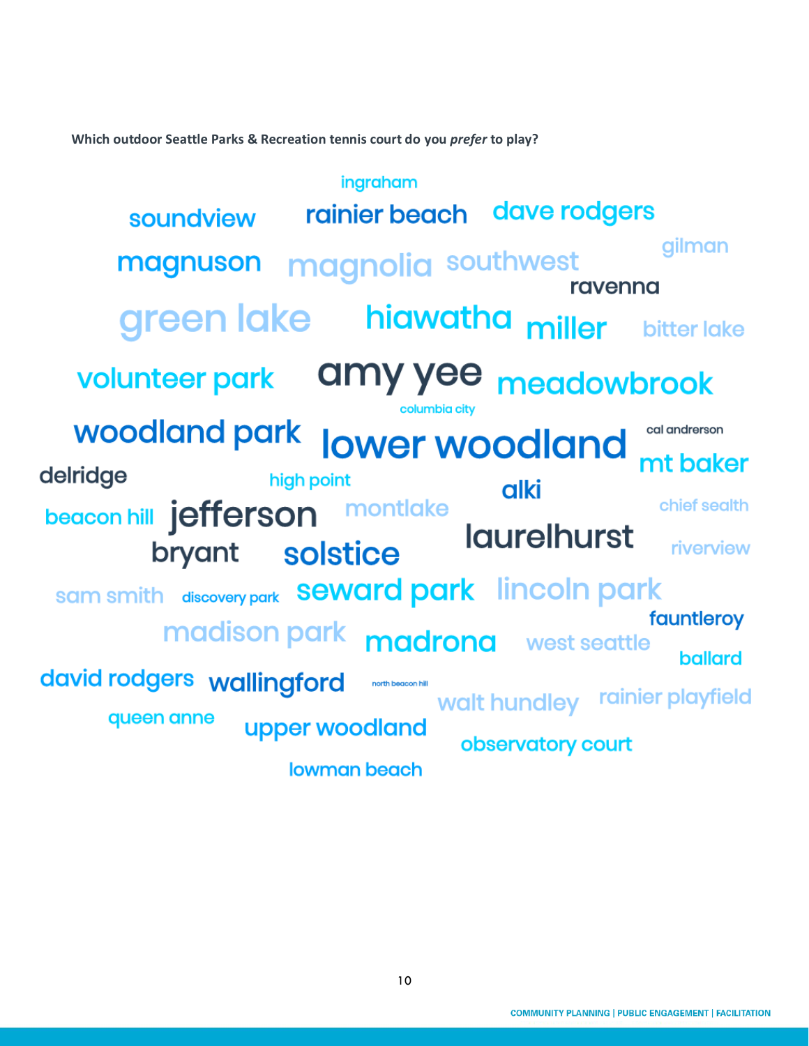**Which outdoor Seattle Parks & Recreation tennis court do you *prefer* to play?**

ingraham
soundview
rainier beach
dave rodgers
magnuson
magnolia
southwest
gilman
ravenna
green lake
hiawatha
miller
bitter lake
volunteer park
amy yee
meadowbrook
columbia city
woodland park
lower woodland
cal andrerson
mt baker
delridge
high point
alki
beacon hill
jefferson
montlake
chief sealth
bryant
solstice
laurelhurst
riverview
sam smith
discovery park
seward park
lincoln park
fauntleroy
madison park
madrona
west seattle
ballard
david rodgers
wallingford
north beacon hill
walt hundley
rainier playfield
queen anne
upper woodland
observatory court
lowman beach